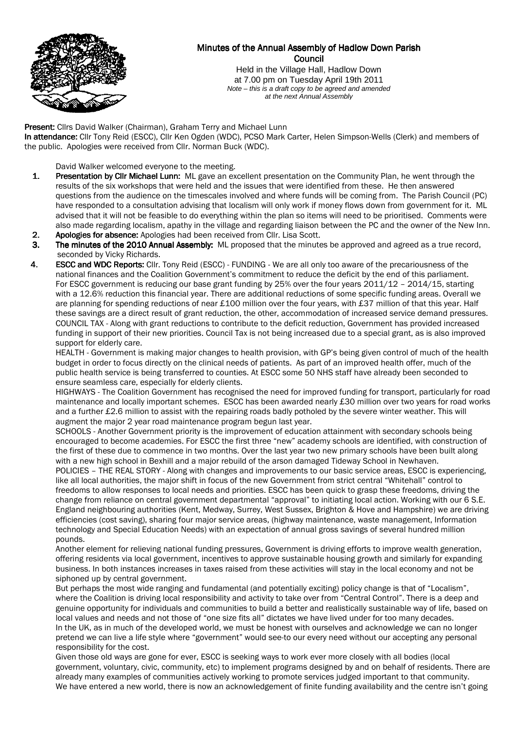# Minutes of the Annual Assembly of Hadlow Down Parish Council

Held in the Village Hall, Hadlow Down
at 7.00 pm on Tuesday April 19th 2011
*Note – this is a draft copy to be agreed and amended at the next Annual Assembly*

**Present:** Cllrs David Walker (Chairman), Graham Terry and Michael Lunn
**In attendance:** Cllr Tony Reid (ESCC), Cllr Ken Ogden (WDC), PCSO Mark Carter, Helen Simpson-Wells (Clerk) and members of the public. Apologies were received from Cllr. Norman Buck (WDC).

David Walker welcomed everyone to the meeting.

1. **Presentation by Cllr Michael Lunn:** ML gave an excellent presentation on the Community Plan, he went through the results of the six workshops that were held and the issues that were identified from these. He then answered questions from the audience on the timescales involved and where funds will be coming from. The Parish Council (PC) have responded to a consultation advising that localism will only work if money flows down from government for it. ML advised that it will not be feasible to do everything within the plan so items will need to be prioritised. Comments were also made regarding localism, apathy in the village and regarding liaison between the PC and the owner of the New Inn.
2. **Apologies for absence:** Apologies had been received from Cllr. Lisa Scott.
3. **The minutes of the 2010 Annual Assembly:** ML proposed that the minutes be approved and agreed as a true record, seconded by Vicky Richards.
4. **ESCC and WDC Reports:** Cllr. Tony Reid (ESCC) - FUNDING - We are all only too aware of the precariousness of the national finances and the Coalition Government's commitment to reduce the deficit by the end of this parliament. For ESCC government is reducing our base grant funding by 25% over the four years 2011/12 – 2014/15, starting with a 12.6% reduction this financial year. There are additional reductions of some specific funding areas. Overall we are planning for spending reductions of near £100 million over the four years, with £37 million of that this year. Half these savings are a direct result of grant reduction, the other, accommodation of increased service demand pressures.
   COUNCIL TAX - Along with grant reductions to contribute to the deficit reduction, Government has provided increased funding in support of their new priorities. Council Tax is not being increased due to a special grant, as is also improved support for elderly care.

   HEALTH - Government is making major changes to health provision, with GP's being given control of much of the health budget in order to focus directly on the clinical needs of patients. As part of an improved health offer, much of the public health service is being transferred to counties. At ESCC some 50 NHS staff have already been seconded to ensure seamless care, especially for elderly clients.

   HIGHWAYS - The Coalition Government has recognised the need for improved funding for transport, particularly for road maintenance and locally important schemes. ESCC has been awarded nearly £30 million over two years for road works and a further £2.6 million to assist with the repairing roads badly potholed by the severe winter weather. This will augment the major 2 year road maintenance program begun last year.

   SCHOOLS - Another Government priority is the improvement of education attainment with secondary schools being encouraged to become academies. For ESCC the first three "new" academy schools are identified, with construction of the first of these due to commence in two months. Over the last year two new primary schools have been built along with a new high school in Bexhill and a major rebuild of the arson damaged Tideway School in Newhaven.

   POLICIES – THE REAL STORY - Along with changes and improvements to our basic service areas, ESCC is experiencing, like all local authorities, the major shift in focus of the new Government from strict central "Whitehall" control to freedoms to allow responses to local needs and priorities. ESCC has been quick to grasp these freedoms, driving the change from reliance on central government departmental "approval" to initiating local action. Working with our 6 S.E. England neighbouring authorities (Kent, Medway, Surrey, West Sussex, Brighton & Hove and Hampshire) we are driving efficiencies (cost saving), sharing four major service areas, (highway maintenance, waste management, Information technology and Special Education Needs) with an expectation of annual gross savings of several hundred million pounds.

   Another element for relieving national funding pressures, Government is driving efforts to improve wealth generation, offering residents via local government, incentives to approve sustainable housing growth and similarly for expanding business. In both instances increases in taxes raised from these activities will stay in the local economy and not be siphoned up by central government.

   But perhaps the most wide ranging and fundamental (and potentially exciting) policy change is that of "Localism", where the Coalition is driving local responsibility and activity to take over from "Central Control". There is a deep and genuine opportunity for individuals and communities to build a better and realistically sustainable way of life, based on local values and needs and not those of "one size fits all" dictates we have lived under for too many decades.
   In the UK, as in much of the developed world, we must be honest with ourselves and acknowledge we can no longer pretend we can live a life style where "government" would see-to our every need without our accepting any personal responsibility for the cost.

   Given those old ways are gone for ever, ESCC is seeking ways to work ever more closely with all bodies (local government, voluntary, civic, community, etc) to implement programs designed by and on behalf of residents. There are already many examples of communities actively working to promote services judged important to that community.
   We have entered a new world, there is now an acknowledgement of finite funding availability and the centre isn't going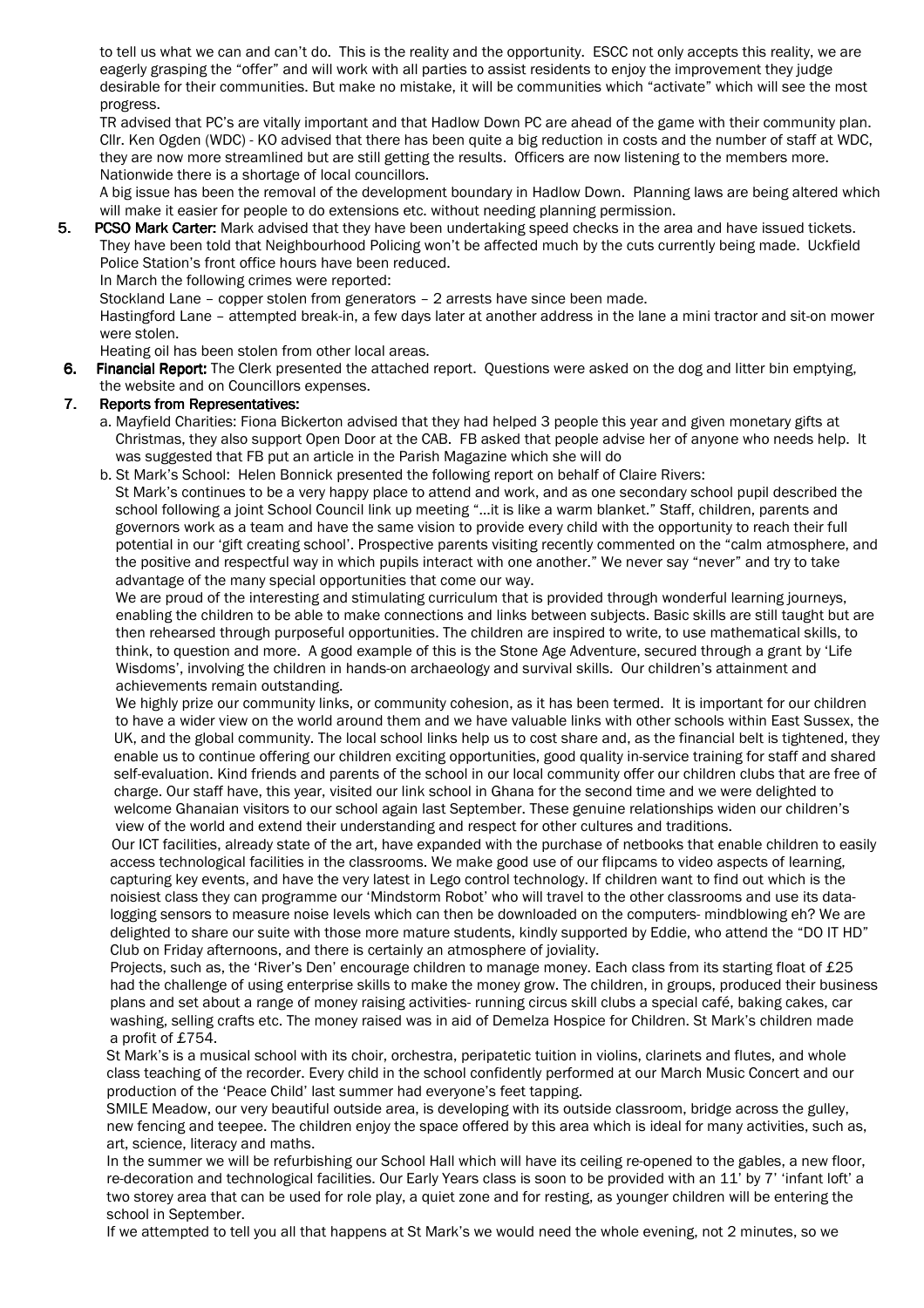to tell us what we can and can't do. This is the reality and the opportunity. ESCC not only accepts this reality, we are eagerly grasping the "offer" and will work with all parties to assist residents to enjoy the improvement they judge desirable for their communities. But make no mistake, it will be communities which "activate" which will see the most progress.

TR advised that PC's are vitally important and that Hadlow Down PC are ahead of the game with their community plan.

Cllr. Ken Ogden (WDC) - KO advised that there has been quite a big reduction in costs and the number of staff at WDC, they are now more streamlined but are still getting the results. Officers are now listening to the members more. Nationwide there is a shortage of local councillors.

A big issue has been the removal of the development boundary in Hadlow Down. Planning laws are being altered which will make it easier for people to do extensions etc. without needing planning permission.

5. **PCSO Mark Carter:** Mark advised that they have been undertaking speed checks in the area and have issued tickets. They have been told that Neighbourhood Policing won't be affected much by the cuts currently being made. Uckfield Police Station's front office hours have been reduced.

   In March the following crimes were reported:

   Stockland Lane – copper stolen from generators – 2 arrests have since been made.

   Hastingford Lane – attempted break-in, a few days later at another address in the lane a mini tractor and sit-on mower were stolen.

   Heating oil has been stolen from other local areas.

6. **Financial Report:** The Clerk presented the attached report. Questions were asked on the dog and litter bin emptying, the website and on Councillors expenses.

7. **Reports from Representatives:**

   a. Mayfield Charities: Fiona Bickerton advised that they had helped 3 people this year and given monetary gifts at Christmas, they also support Open Door at the CAB. FB asked that people advise her of anyone who needs help. It was suggested that FB put an article in the Parish Magazine which she will do

   b. St Mark's School: Helen Bonnick presented the following report on behalf of Claire Rivers:

   St Mark's continues to be a very happy place to attend and work, and as one secondary school pupil described the school following a joint School Council link up meeting "…it is like a warm blanket." Staff, children, parents and governors work as a team and have the same vision to provide every child with the opportunity to reach their full potential in our 'gift creating school'. Prospective parents visiting recently commented on the "calm atmosphere, and the positive and respectful way in which pupils interact with one another." We never say "never" and try to take advantage of the many special opportunities that come our way.

   We are proud of the interesting and stimulating curriculum that is provided through wonderful learning journeys, enabling the children to be able to make connections and links between subjects. Basic skills are still taught but are then rehearsed through purposeful opportunities. The children are inspired to write, to use mathematical skills, to think, to question and more. A good example of this is the Stone Age Adventure, secured through a grant by 'Life Wisdoms', involving the children in hands-on archaeology and survival skills. Our children's attainment and achievements remain outstanding.

   We highly prize our community links, or community cohesion, as it has been termed. It is important for our children to have a wider view on the world around them and we have valuable links with other schools within East Sussex, the UK, and the global community. The local school links help us to cost share and, as the financial belt is tightened, they enable us to continue offering our children exciting opportunities, good quality in-service training for staff and shared self-evaluation. Kind friends and parents of the school in our local community offer our children clubs that are free of charge. Our staff have, this year, visited our link school in Ghana for the second time and we were delighted to welcome Ghanaian visitors to our school again last September. These genuine relationships widen our children's view of the world and extend their understanding and respect for other cultures and traditions.

   Our ICT facilities, already state of the art, have expanded with the purchase of netbooks that enable children to easily access technological facilities in the classrooms. We make good use of our flipcams to video aspects of learning, capturing key events, and have the very latest in Lego control technology. If children want to find out which is the noisiest class they can programme our 'Mindstorm Robot' who will travel to the other classrooms and use its data-logging sensors to measure noise levels which can then be downloaded on the computers- mindblowing eh? We are delighted to share our suite with those more mature students, kindly supported by Eddie, who attend the "DO IT HD" Club on Friday afternoons, and there is certainly an atmosphere of joviality.

   Projects, such as, the 'River's Den' encourage children to manage money. Each class from its starting float of £25 had the challenge of using enterprise skills to make the money grow. The children, in groups, produced their business plans and set about a range of money raising activities- running circus skill clubs a special café, baking cakes, car washing, selling crafts etc. The money raised was in aid of Demelza Hospice for Children. St Mark's children made a profit of £754.

   St Mark's is a musical school with its choir, orchestra, peripatetic tuition in violins, clarinets and flutes, and whole class teaching of the recorder. Every child in the school confidently performed at our March Music Concert and our production of the 'Peace Child' last summer had everyone's feet tapping.

   SMILE Meadow, our very beautiful outside area, is developing with its outside classroom, bridge across the gulley, new fencing and teepee. The children enjoy the space offered by this area which is ideal for many activities, such as, art, science, literacy and maths.

   In the summer we will be refurbishing our School Hall which will have its ceiling re-opened to the gables, a new floor, re-decoration and technological facilities. Our Early Years class is soon to be provided with an 11' by 7' 'infant loft' a two storey area that can be used for role play, a quiet zone and for resting, as younger children will be entering the school in September.

   If we attempted to tell you all that happens at St Mark's we would need the whole evening, not 2 minutes, so we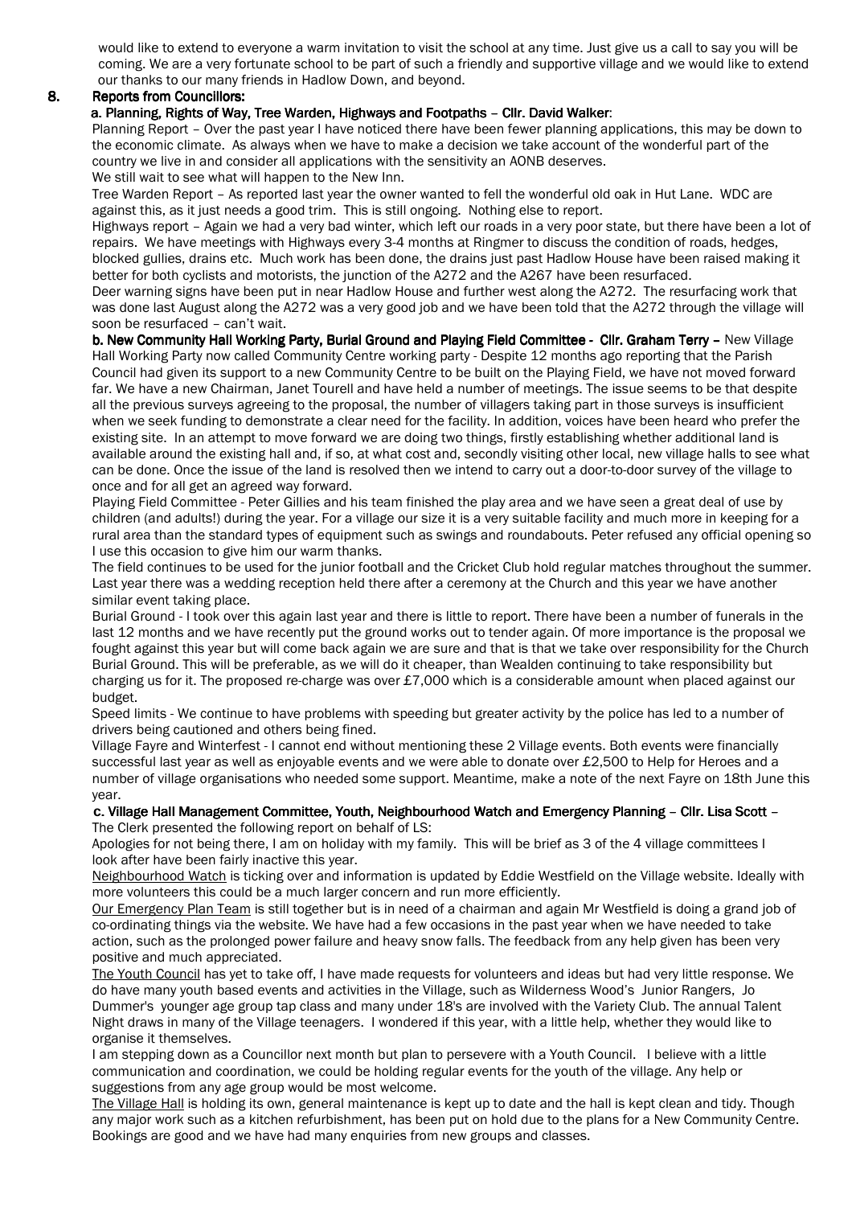would like to extend to everyone a warm invitation to visit the school at any time. Just give us a call to say you will be coming. We are a very fortunate school to be part of such a friendly and supportive village and we would like to extend our thanks to our many friends in Hadlow Down, and beyond.

## 8. Reports from Councillors:

**a. Planning, Rights of Way, Tree Warden, Highways and Footpaths – Cllr. David Walker**:

Planning Report – Over the past year I have noticed there have been fewer planning applications, this may be down to the economic climate. As always when we have to make a decision we take account of the wonderful part of the country we live in and consider all applications with the sensitivity an AONB deserves.

We still wait to see what will happen to the New Inn.

Tree Warden Report – As reported last year the owner wanted to fell the wonderful old oak in Hut Lane. WDC are against this, as it just needs a good trim. This is still ongoing. Nothing else to report.

Highways report – Again we had a very bad winter, which left our roads in a very poor state, but there have been a lot of repairs. We have meetings with Highways every 3-4 months at Ringmer to discuss the condition of roads, hedges, blocked gullies, drains etc. Much work has been done, the drains just past Hadlow House have been raised making it better for both cyclists and motorists, the junction of the A272 and the A267 have been resurfaced.

Deer warning signs have been put in near Hadlow House and further west along the A272. The resurfacing work that was done last August along the A272 was a very good job and we have been told that the A272 through the village will soon be resurfaced – can't wait.

**b. New Community Hall Working Party, Burial Ground and Playing Field Committee - Cllr. Graham Terry –** New Village Hall Working Party now called Community Centre working party - Despite 12 months ago reporting that the Parish Council had given its support to a new Community Centre to be built on the Playing Field, we have not moved forward far. We have a new Chairman, Janet Tourell and have held a number of meetings. The issue seems to be that despite all the previous surveys agreeing to the proposal, the number of villagers taking part in those surveys is insufficient when we seek funding to demonstrate a clear need for the facility. In addition, voices have been heard who prefer the existing site. In an attempt to move forward we are doing two things, firstly establishing whether additional land is available around the existing hall and, if so, at what cost and, secondly visiting other local, new village halls to see what can be done. Once the issue of the land is resolved then we intend to carry out a door-to-door survey of the village to once and for all get an agreed way forward.

Playing Field Committee - Peter Gillies and his team finished the play area and we have seen a great deal of use by children (and adults!) during the year. For a village our size it is a very suitable facility and much more in keeping for a rural area than the standard types of equipment such as swings and roundabouts. Peter refused any official opening so I use this occasion to give him our warm thanks.

The field continues to be used for the junior football and the Cricket Club hold regular matches throughout the summer. Last year there was a wedding reception held there after a ceremony at the Church and this year we have another similar event taking place.

Burial Ground - I took over this again last year and there is little to report. There have been a number of funerals in the last 12 months and we have recently put the ground works out to tender again. Of more importance is the proposal we fought against this year but will come back again we are sure and that is that we take over responsibility for the Church Burial Ground. This will be preferable, as we will do it cheaper, than Wealden continuing to take responsibility but charging us for it. The proposed re-charge was over £7,000 which is a considerable amount when placed against our budget.

Speed limits - We continue to have problems with speeding but greater activity by the police has led to a number of drivers being cautioned and others being fined.

Village Fayre and Winterfest - I cannot end without mentioning these 2 Village events. Both events were financially successful last year as well as enjoyable events and we were able to donate over £2,500 to Help for Heroes and a number of village organisations who needed some support. Meantime, make a note of the next Fayre on 18th June this year.

**c. Village Hall Management Committee, Youth, Neighbourhood Watch and Emergency Planning – Cllr. Lisa Scott** – The Clerk presented the following report on behalf of LS:

Apologies for not being there, I am on holiday with my family. This will be brief as 3 of the 4 village committees I look after have been fairly inactive this year.

Neighbourhood Watch is ticking over and information is updated by Eddie Westfield on the Village website. Ideally with more volunteers this could be a much larger concern and run more efficiently.

Our Emergency Plan Team is still together but is in need of a chairman and again Mr Westfield is doing a grand job of co-ordinating things via the website. We have had a few occasions in the past year when we have needed to take action, such as the prolonged power failure and heavy snow falls. The feedback from any help given has been very positive and much appreciated.

The Youth Council has yet to take off, I have made requests for volunteers and ideas but had very little response. We do have many youth based events and activities in the Village, such as Wilderness Wood's Junior Rangers, Jo Dummer's younger age group tap class and many under 18's are involved with the Variety Club. The annual Talent Night draws in many of the Village teenagers. I wondered if this year, with a little help, whether they would like to organise it themselves.

I am stepping down as a Councillor next month but plan to persevere with a Youth Council. I believe with a little communication and coordination, we could be holding regular events for the youth of the village. Any help or suggestions from any age group would be most welcome.

The Village Hall is holding its own, general maintenance is kept up to date and the hall is kept clean and tidy. Though any major work such as a kitchen refurbishment, has been put on hold due to the plans for a New Community Centre. Bookings are good and we have had many enquiries from new groups and classes.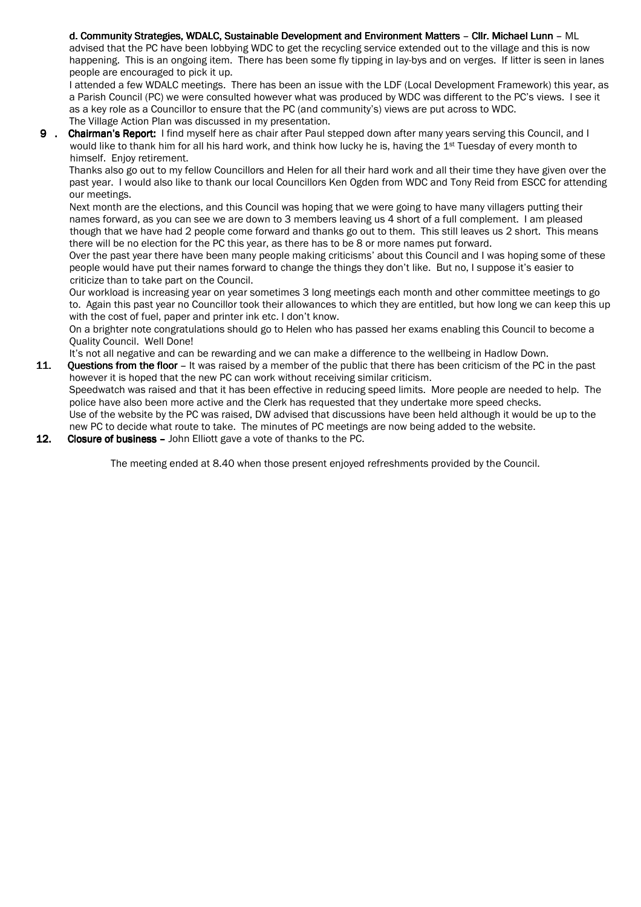**d. Community Strategies, WDALC, Sustainable Development and Environment Matters – Cllr. Michael Lunn** – ML advised that the PC have been lobbying WDC to get the recycling service extended out to the village and this is now happening. This is an ongoing item. There has been some fly tipping in lay-bys and on verges. If litter is seen in lanes people are encouraged to pick it up.

I attended a few WDALC meetings. There has been an issue with the LDF (Local Development Framework) this year, as a Parish Council (PC) we were consulted however what was produced by WDC was different to the PC's views. I see it as a key role as a Councillor to ensure that the PC (and community's) views are put across to WDC.

The Village Action Plan was discussed in my presentation.

**9 . Chairman's Report:** I find myself here as chair after Paul stepped down after many years serving this Council, and I would like to thank him for all his hard work, and think how lucky he is, having the 1st Tuesday of every month to himself. Enjoy retirement.

Thanks also go out to my fellow Councillors and Helen for all their hard work and all their time they have given over the past year. I would also like to thank our local Councillors Ken Ogden from WDC and Tony Reid from ESCC for attending our meetings.

Next month are the elections, and this Council was hoping that we were going to have many villagers putting their names forward, as you can see we are down to 3 members leaving us 4 short of a full complement. I am pleased though that we have had 2 people come forward and thanks go out to them. This still leaves us 2 short. This means there will be no election for the PC this year, as there has to be 8 or more names put forward.

Over the past year there have been many people making criticisms' about this Council and I was hoping some of these people would have put their names forward to change the things they don't like. But no, I suppose it's easier to criticize than to take part on the Council.

Our workload is increasing year on year sometimes 3 long meetings each month and other committee meetings to go to. Again this past year no Councillor took their allowances to which they are entitled, but how long we can keep this up with the cost of fuel, paper and printer ink etc. I don't know.

On a brighter note congratulations should go to Helen who has passed her exams enabling this Council to become a Quality Council. Well Done!

It's not all negative and can be rewarding and we can make a difference to the wellbeing in Hadlow Down.

**11. Questions from the floor** – It was raised by a member of the public that there has been criticism of the PC in the past however it is hoped that the new PC can work without receiving similar criticism.

Speedwatch was raised and that it has been effective in reducing speed limits. More people are needed to help. The police have also been more active and the Clerk has requested that they undertake more speed checks.

Use of the website by the PC was raised, DW advised that discussions have been held although it would be up to the new PC to decide what route to take. The minutes of PC meetings are now being added to the website.

**12. Closure of business** – John Elliott gave a vote of thanks to the PC.

The meeting ended at 8.40 when those present enjoyed refreshments provided by the Council.